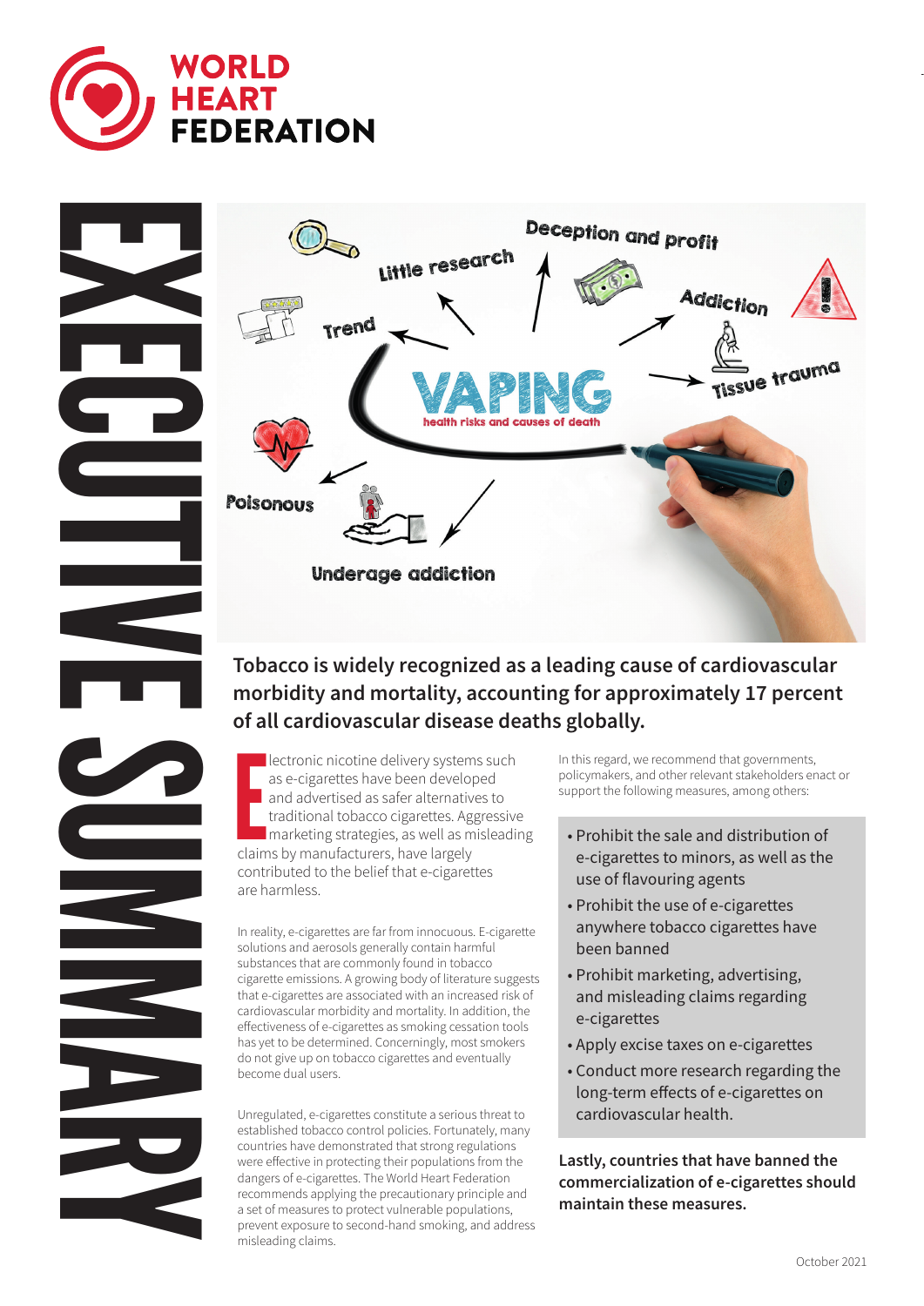# WORLD HEART FEDERATION

# EXECUTIVE SUMMARY

**Tobacco is widely recognized as a leading cause of cardiovascular morbidity and mortality, accounting for approximately 17 percent of all cardiovascular disease deaths globally.**

Electronic nicotine delivery systems such as e-cigarettes have been developed and advertised as safer alternatives to traditional tobacco cigarettes. Aggressive marketing strategies, as well as misleading claims by manufacturers, have largely contributed to the belief that e-cigarettes are harmless.

In reality, e-cigarettes are far from innocuous. E-cigarette solutions and aerosols generally contain harmful substances that are commonly found in tobacco cigarette emissions. A growing body of literature suggests that e-cigarettes are associated with an increased risk of cardiovascular morbidity and mortality. In addition, the effectiveness of e-cigarettes as smoking cessation tools has yet to be determined. Concerningly, most smokers do not give up on tobacco cigarettes and eventually become dual users.

Unregulated, e-cigarettes constitute a serious threat to established tobacco control policies. Fortunately, many countries have demonstrated that strong regulations were effective in protecting their populations from the dangers of e-cigarettes. The World Heart Federation recommends applying the precautionary principle and a set of measures to protect vulnerable populations, prevent exposure to second-hand smoking, and address misleading claims.

In this regard, we recommend that governments, policymakers, and other relevant stakeholders enact or support the following measures, among others:

- Prohibit the sale and distribution of e-cigarettes to minors, as well as the use of flavouring agents
- Prohibit the use of e-cigarettes anywhere tobacco cigarettes have been banned
- Prohibit marketing, advertising, and misleading claims regarding e-cigarettes
- Apply excise taxes on e-cigarettes
- Conduct more research regarding the long-term effects of e-cigarettes on cardiovascular health.

**Lastly, countries that have banned the commercialization of e-cigarettes should maintain these measures.**

October 2021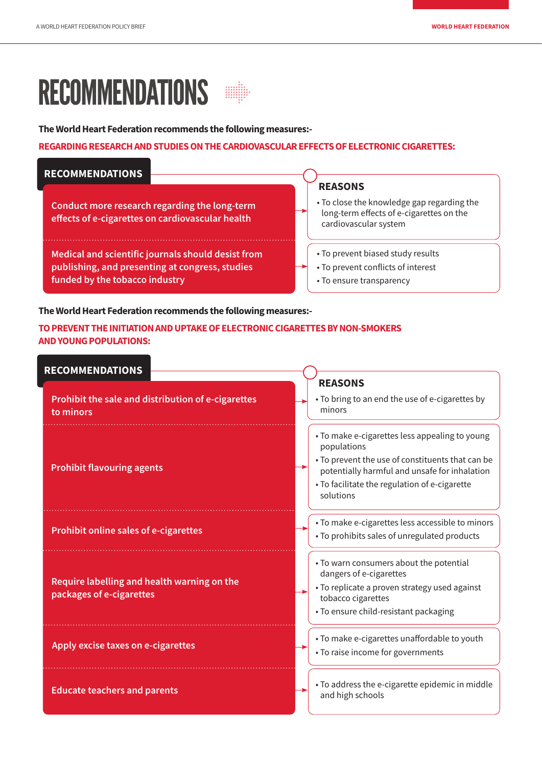# RECOMMENDATIONS

**The World Heart Federation recommends the following measures:-**

**REGARDING RESEARCH AND STUDIES ON THE CARDIOVASCULAR EFFECTS OF ELECTRONIC CIGARETTES:**

| RECOMMENDATIONS | REASONS |
| --- | --- |
| Conduct more research regarding the long-term effects of e-cigarettes on cardiovascular health | • To close the knowledge gap regarding the long-term effects of e-cigarettes on the cardiovascular system |
| Medical and scientific journals should desist from publishing, and presenting at congress, studies funded by the tobacco industry | • To prevent biased study results<br>• To prevent conflicts of interest<br>• To ensure transparency |

**The World Heart Federation recommends the following measures:-**

**TO PREVENT THE INITIATION AND UPTAKE OF ELECTRONIC CIGARETTES BY NON-SMOKERS AND YOUNG POPULATIONS:**

| RECOMMENDATIONS | REASONS |
| --- | --- |
| Prohibit the sale and distribution of e-cigarettes to minors | • To bring to an end the use of e-cigarettes by minors |
| Prohibit flavouring agents | • To make e-cigarettes less appealing to young populations<br>• To prevent the use of constituents that can be potentially harmful and unsafe for inhalation<br>• To facilitate the regulation of e-cigarette solutions |
| Prohibit online sales of e-cigarettes | • To make e-cigarettes less accessible to minors<br>• To prohibits sales of unregulated products |
| Require labelling and health warning on the packages of e-cigarettes | • To warn consumers about the potential dangers of e-cigarettes<br>• To replicate a proven strategy used against tobacco cigarettes<br>• To ensure child-resistant packaging |
| Apply excise taxes on e-cigarettes | • To make e-cigarettes unaffordable to youth<br>• To raise income for governments |
| Educate teachers and parents | • To address the e-cigarette epidemic in middle and high schools |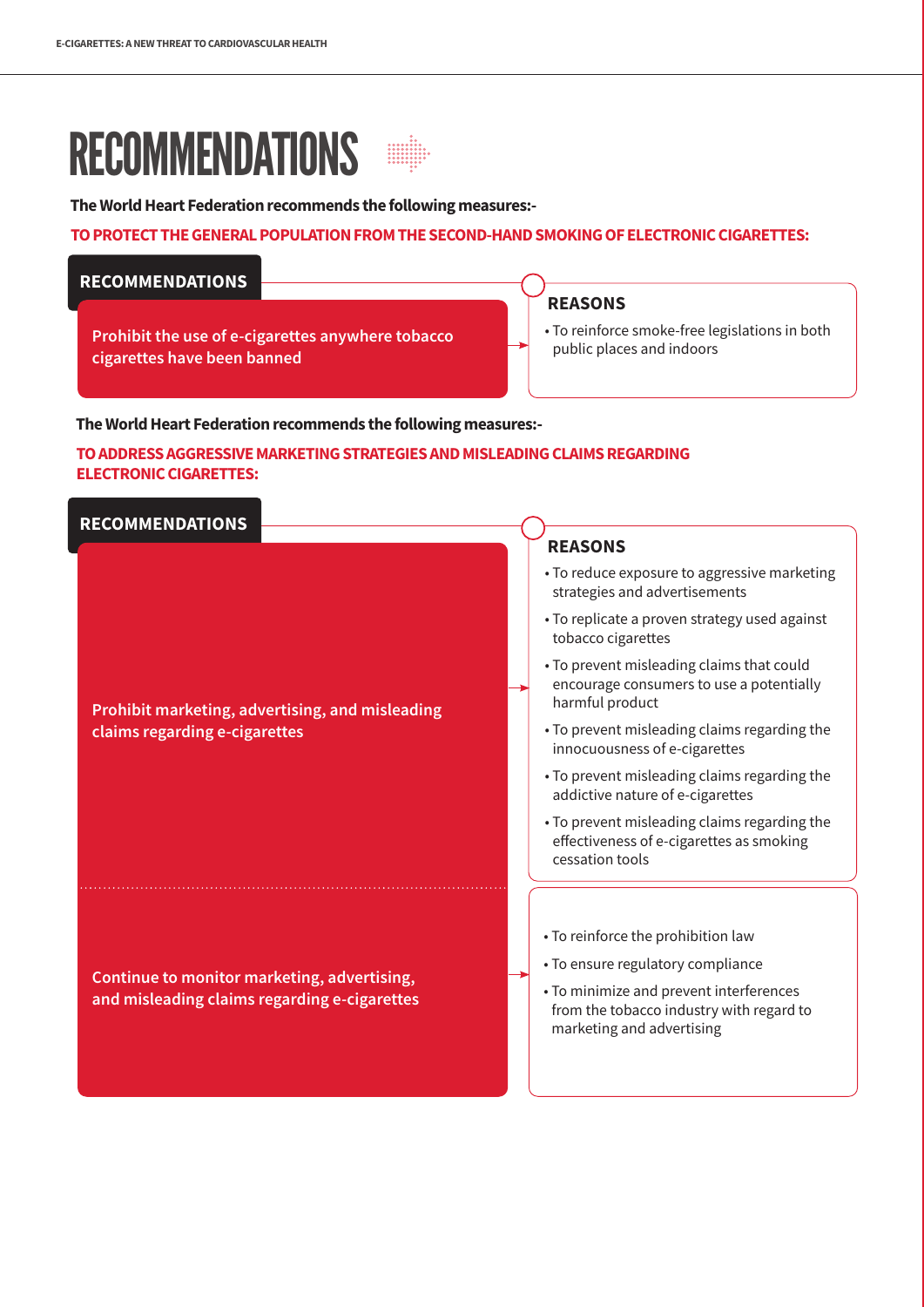# RECOMMENDATIONS

**The World Heart Federation recommends the following measures:-**

**TO PROTECT THE GENERAL POPULATION FROM THE SECOND-HAND SMOKING OF ELECTRONIC CIGARETTES:**

| RECOMMENDATIONS | REASONS |
| --- | --- |
| **Prohibit the use of e-cigarettes anywhere tobacco cigarettes have been banned** | • To reinforce smoke-free legislations in both public places and indoors |

**The World Heart Federation recommends the following measures:-**

**TO ADDRESS AGGRESSIVE MARKETING STRATEGIES AND MISLEADING CLAIMS REGARDING ELECTRONIC CIGARETTES:**

| RECOMMENDATIONS | REASONS |
| --- | --- |
| **Prohibit marketing, advertising, and misleading claims regarding e-cigarettes** | • To reduce exposure to aggressive marketing strategies and advertisements<br>• To replicate a proven strategy used against tobacco cigarettes<br>• To prevent misleading claims that could encourage consumers to use a potentially harmful product<br>• To prevent misleading claims regarding the innocuousness of e-cigarettes<br>• To prevent misleading claims regarding the addictive nature of e-cigarettes<br>• To prevent misleading claims regarding the effectiveness of e-cigarettes as smoking cessation tools |
| **Continue to monitor marketing, advertising, and misleading claims regarding e-cigarettes** | • To reinforce the prohibition law<br>• To ensure regulatory compliance<br>• To minimize and prevent interferences from the tobacco industry with regard to marketing and advertising |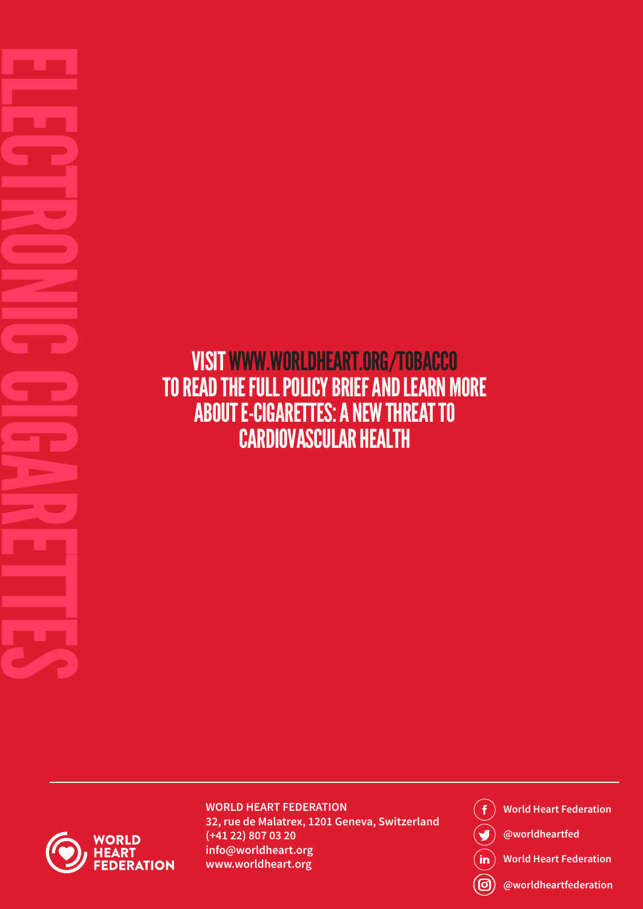ELECTRONIC CIGARETTES

VISIT WWW.WORLDHEART.ORG/TOBACCO
TO READ THE FULL POLICY BRIEF AND LEARN MORE ABOUT E-CIGARETTES: A NEW THREAT TO CARDIOVASCULAR HEALTH

WORLD HEART FEDERATION

**WORLD HEART FEDERATION**
**32, rue de Malatrex, 1201 Geneva, Switzerland**
**(+41 22) 807 03 20**
**info@worldheart.org**
**www.worldheart.org**

**World Heart Federation**
**@worldheartfed**
**World Heart Federation**
**@worldheartfederation**